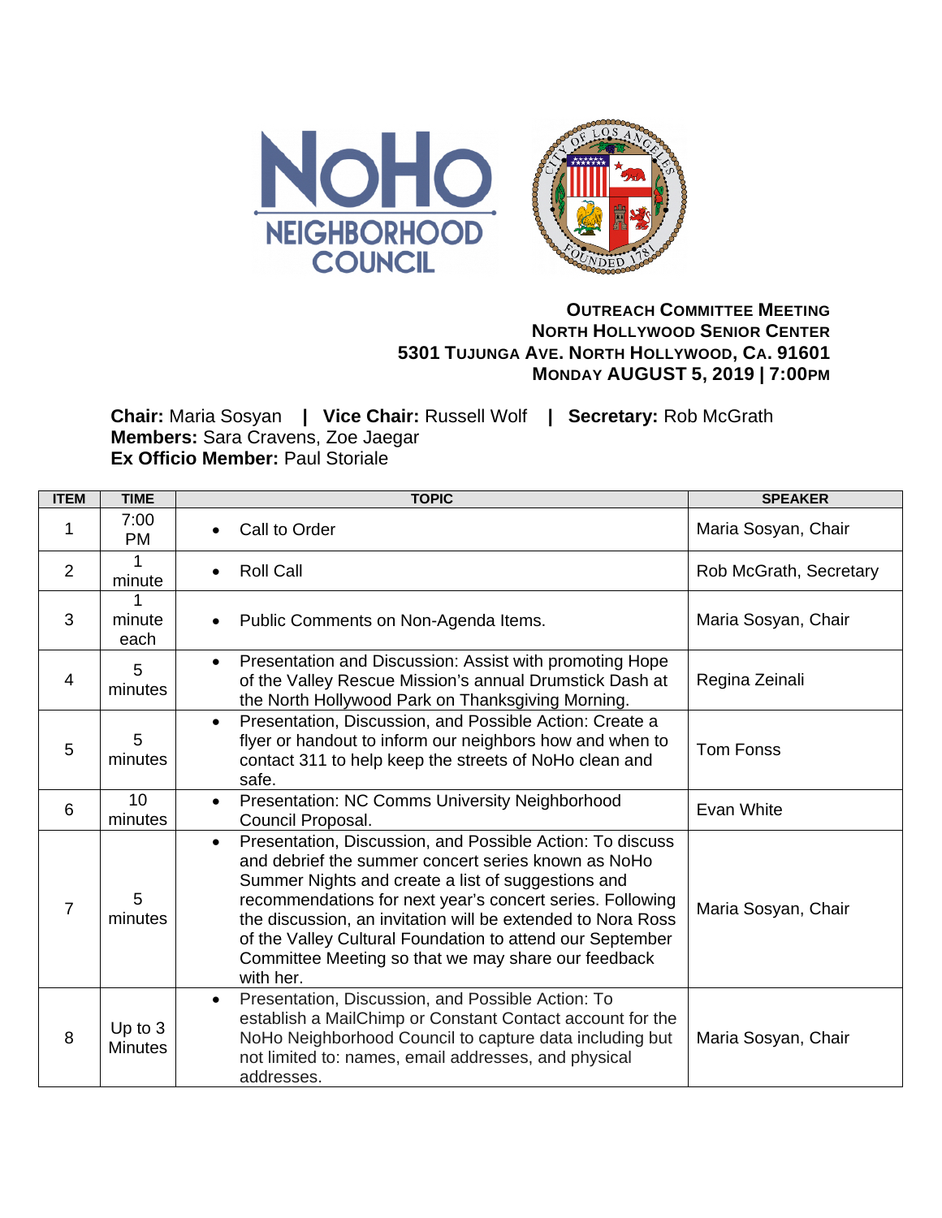**OUTREACH COMMITTEE MEETING**
**NORTH HOLLYWOOD SENIOR CENTER**
**5301 TUJUNGA AVE. NORTH HOLLYWOOD, CA. 91601**
**MONDAY AUGUST 5, 2019 | 7:00PM**

**Chair:** Maria Sosyan | **Vice Chair:** Russell Wolf | **Secretary:** Rob McGrath
**Members:** Sara Cravens, Zoe Jaegar
**Ex Officio Member:** Paul Storiale

| ITEM | TIME | TOPIC | SPEAKER |
|---|---|---|---|
| 1 | 7:00 PM | • Call to Order | Maria Sosyan, Chair |
| 2 | 1 minute | • Roll Call | Rob McGrath, Secretary |
| 3 | 1 minute each | • Public Comments on Non-Agenda Items. | Maria Sosyan, Chair |
| 4 | 5 minutes | • Presentation and Discussion: Assist with promoting Hope of the Valley Rescue Mission's annual Drumstick Dash at the North Hollywood Park on Thanksgiving Morning. | Regina Zeinali |
| 5 | 5 minutes | • Presentation, Discussion, and Possible Action: Create a flyer or handout to inform our neighbors how and when to contact 311 to help keep the streets of NoHo clean and safe. | Tom Fonss |
| 6 | 10 minutes | • Presentation: NC Comms University Neighborhood Council Proposal. | Evan White |
| 7 | 5 minutes | • Presentation, Discussion, and Possible Action: To discuss and debrief the summer concert series known as NoHo Summer Nights and create a list of suggestions and recommendations for next year's concert series. Following the discussion, an invitation will be extended to Nora Ross of the Valley Cultural Foundation to attend our September Committee Meeting so that we may share our feedback with her. | Maria Sosyan, Chair |
| 8 | Up to 3 Minutes | • Presentation, Discussion, and Possible Action: To establish a MailChimp or Constant Contact account for the NoHo Neighborhood Council to capture data including but not limited to: names, email addresses, and physical addresses. | Maria Sosyan, Chair |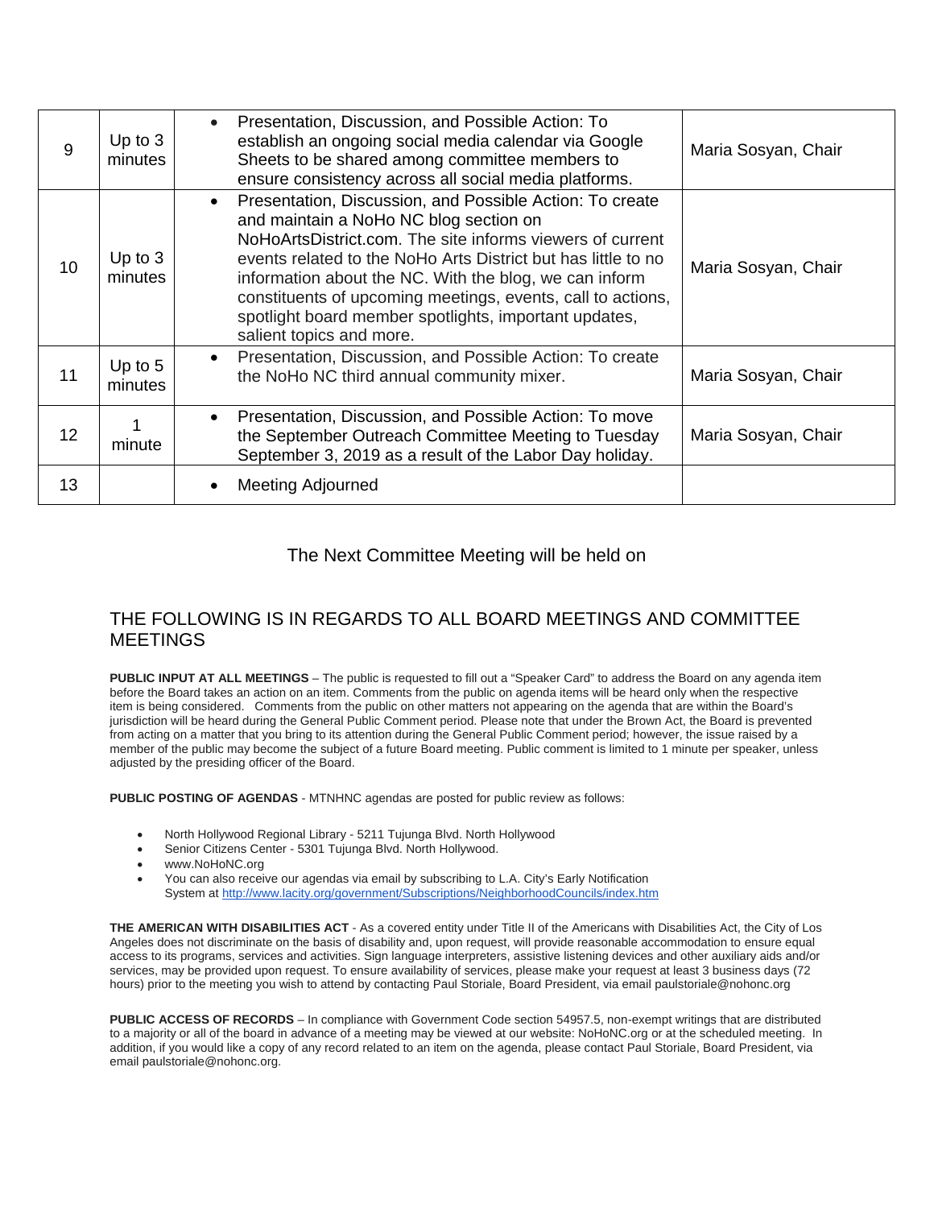| 9 | Up to 3 minutes | • Presentation, Discussion, and Possible Action: To establish an ongoing social media calendar via Google Sheets to be shared among committee members to ensure consistency across all social media platforms. | Maria Sosyan, Chair |
|---|---|---|---|
| 10 | Up to 3 minutes | • Presentation, Discussion, and Possible Action: To create and maintain a NoHo NC blog section on NoHoArtsDistrict.com. The site informs viewers of current events related to the NoHo Arts District but has little to no information about the NC. With the blog, we can inform constituents of upcoming meetings, events, call to actions, spotlight board member spotlights, important updates, salient topics and more. | Maria Sosyan, Chair |
| 11 | Up to 5 minutes | • Presentation, Discussion, and Possible Action: To create the NoHo NC third annual community mixer. | Maria Sosyan, Chair |
| 12 | 1 minute | • Presentation, Discussion, and Possible Action: To move the September Outreach Committee Meeting to Tuesday September 3, 2019 as a result of the Labor Day holiday. | Maria Sosyan, Chair |
| 13 | | • Meeting Adjourned | |

The Next Committee Meeting will be held on

## THE FOLLOWING IS IN REGARDS TO ALL BOARD MEETINGS AND COMMITTEE MEETINGS

**PUBLIC INPUT AT ALL MEETINGS** – The public is requested to fill out a "Speaker Card" to address the Board on any agenda item before the Board takes an action on an item. Comments from the public on agenda items will be heard only when the respective item is being considered. Comments from the public on other matters not appearing on the agenda that are within the Board's jurisdiction will be heard during the General Public Comment period. Please note that under the Brown Act, the Board is prevented from acting on a matter that you bring to its attention during the General Public Comment period; however, the issue raised by a member of the public may become the subject of a future Board meeting. Public comment is limited to 1 minute per speaker, unless adjusted by the presiding officer of the Board.

**PUBLIC POSTING OF AGENDAS** - MTNHNC agendas are posted for public review as follows:

- North Hollywood Regional Library - 5211 Tujunga Blvd. North Hollywood
- Senior Citizens Center - 5301 Tujunga Blvd. North Hollywood.
- www.NoHoNC.org
- You can also receive our agendas via email by subscribing to L.A. City's Early Notification System at http://www.lacity.org/government/Subscriptions/NeighborhoodCouncils/index.htm

**THE AMERICAN WITH DISABILITIES ACT** - As a covered entity under Title II of the Americans with Disabilities Act, the City of Los Angeles does not discriminate on the basis of disability and, upon request, will provide reasonable accommodation to ensure equal access to its programs, services and activities. Sign language interpreters, assistive listening devices and other auxiliary aids and/or services, may be provided upon request. To ensure availability of services, please make your request at least 3 business days (72 hours) prior to the meeting you wish to attend by contacting Paul Storiale, Board President, via email paulstoriale@nohonc.org

**PUBLIC ACCESS OF RECORDS** – In compliance with Government Code section 54957.5, non-exempt writings that are distributed to a majority or all of the board in advance of a meeting may be viewed at our website: NoHoNC.org or at the scheduled meeting. In addition, if you would like a copy of any record related to an item on the agenda, please contact Paul Storiale, Board President, via email paulstoriale@nohonc.org.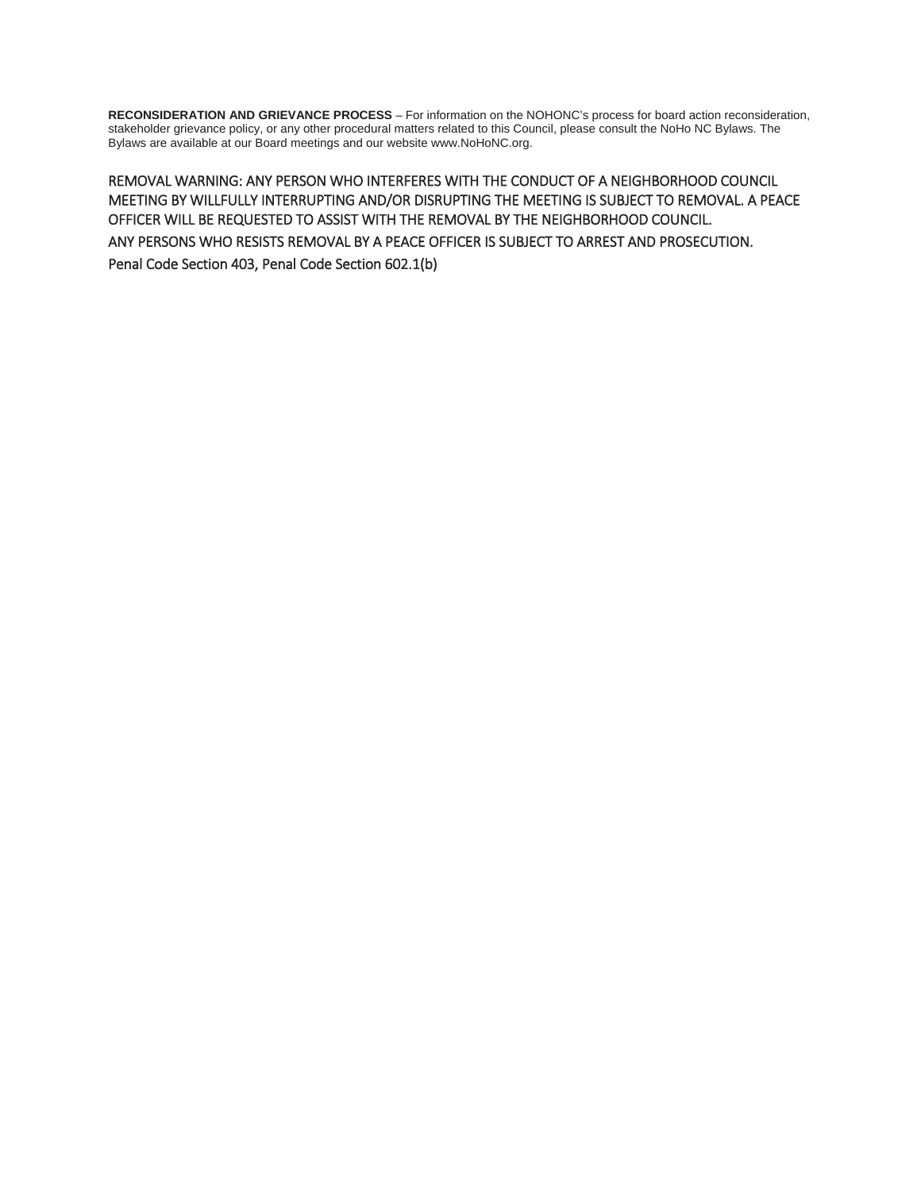**RECONSIDERATION AND GRIEVANCE PROCESS** – For information on the NOHONC's process for board action reconsideration, stakeholder grievance policy, or any other procedural matters related to this Council, please consult the NoHo NC Bylaws. The Bylaws are available at our Board meetings and our website www.NoHoNC.org.

REMOVAL WARNING: ANY PERSON WHO INTERFERES WITH THE CONDUCT OF A NEIGHBORHOOD COUNCIL MEETING BY WILLFULLY INTERRUPTING AND/OR DISRUPTING THE MEETING IS SUBJECT TO REMOVAL. A PEACE OFFICER WILL BE REQUESTED TO ASSIST WITH THE REMOVAL BY THE NEIGHBORHOOD COUNCIL.

ANY PERSONS WHO RESISTS REMOVAL BY A PEACE OFFICER IS SUBJECT TO ARREST AND PROSECUTION.

Penal Code Section 403, Penal Code Section 602.1(b)